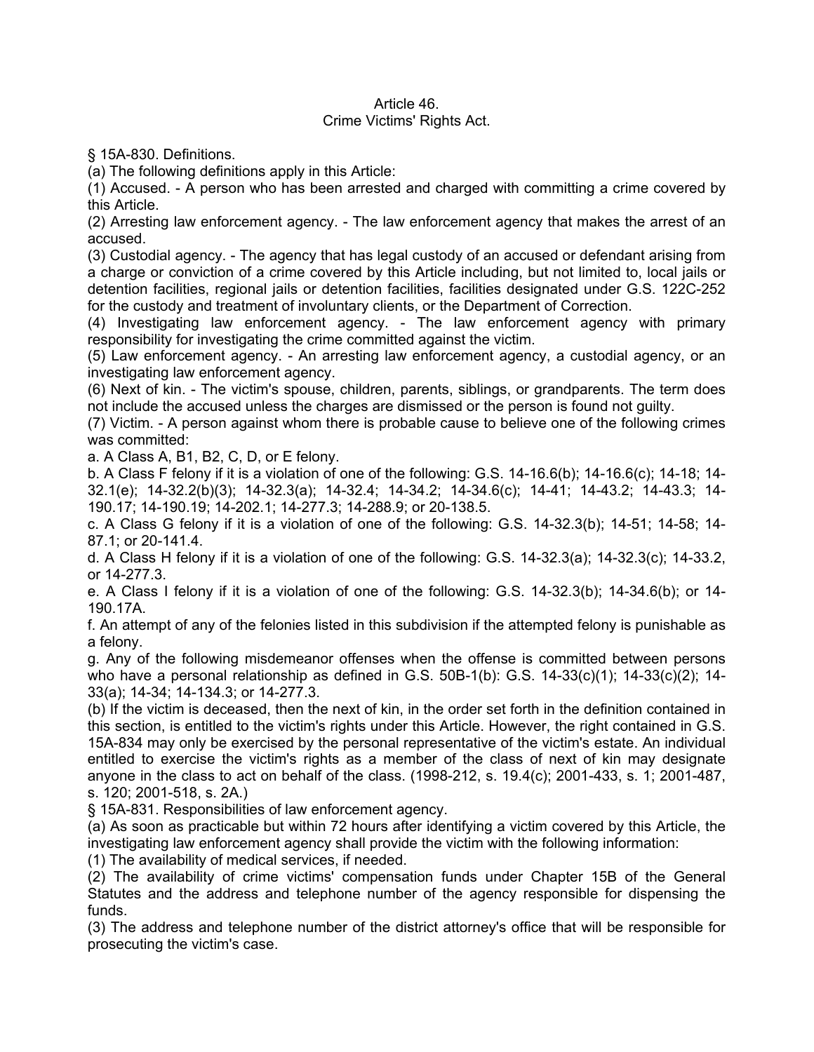# Article 46.
## Crime Victims' Rights Act.

§ 15A-830. Definitions.

(a) The following definitions apply in this Article:

(1) Accused. - A person who has been arrested and charged with committing a crime covered by this Article.

(2) Arresting law enforcement agency. - The law enforcement agency that makes the arrest of an accused.

(3) Custodial agency. - The agency that has legal custody of an accused or defendant arising from a charge or conviction of a crime covered by this Article including, but not limited to, local jails or detention facilities, regional jails or detention facilities, facilities designated under G.S. 122C-252 for the custody and treatment of involuntary clients, or the Department of Correction.

(4) Investigating law enforcement agency. - The law enforcement agency with primary responsibility for investigating the crime committed against the victim.

(5) Law enforcement agency. - An arresting law enforcement agency, a custodial agency, or an investigating law enforcement agency.

(6) Next of kin. - The victim's spouse, children, parents, siblings, or grandparents. The term does not include the accused unless the charges are dismissed or the person is found not guilty.

(7) Victim. - A person against whom there is probable cause to believe one of the following crimes was committed:

a. A Class A, B1, B2, C, D, or E felony.

b. A Class F felony if it is a violation of one of the following: G.S. 14-16.6(b); 14-16.6(c); 14-18; 14-32.1(e); 14-32.2(b)(3); 14-32.3(a); 14-32.4; 14-34.2; 14-34.6(c); 14-41; 14-43.2; 14-43.3; 14-190.17; 14-190.19; 14-202.1; 14-277.3; 14-288.9; or 20-138.5.

c. A Class G felony if it is a violation of one of the following: G.S. 14-32.3(b); 14-51; 14-58; 14-87.1; or 20-141.4.

d. A Class H felony if it is a violation of one of the following: G.S. 14-32.3(a); 14-32.3(c); 14-33.2, or 14-277.3.

e. A Class I felony if it is a violation of one of the following: G.S. 14-32.3(b); 14-34.6(b); or 14-190.17A.

f. An attempt of any of the felonies listed in this subdivision if the attempted felony is punishable as a felony.

g. Any of the following misdemeanor offenses when the offense is committed between persons who have a personal relationship as defined in G.S. 50B-1(b): G.S. 14-33(c)(1); 14-33(c)(2); 14-33(a); 14-34; 14-134.3; or 14-277.3.

(b) If the victim is deceased, then the next of kin, in the order set forth in the definition contained in this section, is entitled to the victim's rights under this Article. However, the right contained in G.S. 15A-834 may only be exercised by the personal representative of the victim's estate. An individual entitled to exercise the victim's rights as a member of the class of next of kin may designate anyone in the class to act on behalf of the class. (1998-212, s. 19.4(c); 2001-433, s. 1; 2001-487, s. 120; 2001-518, s. 2A.)

§ 15A-831. Responsibilities of law enforcement agency.

(a) As soon as practicable but within 72 hours after identifying a victim covered by this Article, the investigating law enforcement agency shall provide the victim with the following information:

(1) The availability of medical services, if needed.

(2) The availability of crime victims' compensation funds under Chapter 15B of the General Statutes and the address and telephone number of the agency responsible for dispensing the funds.

(3) The address and telephone number of the district attorney's office that will be responsible for prosecuting the victim's case.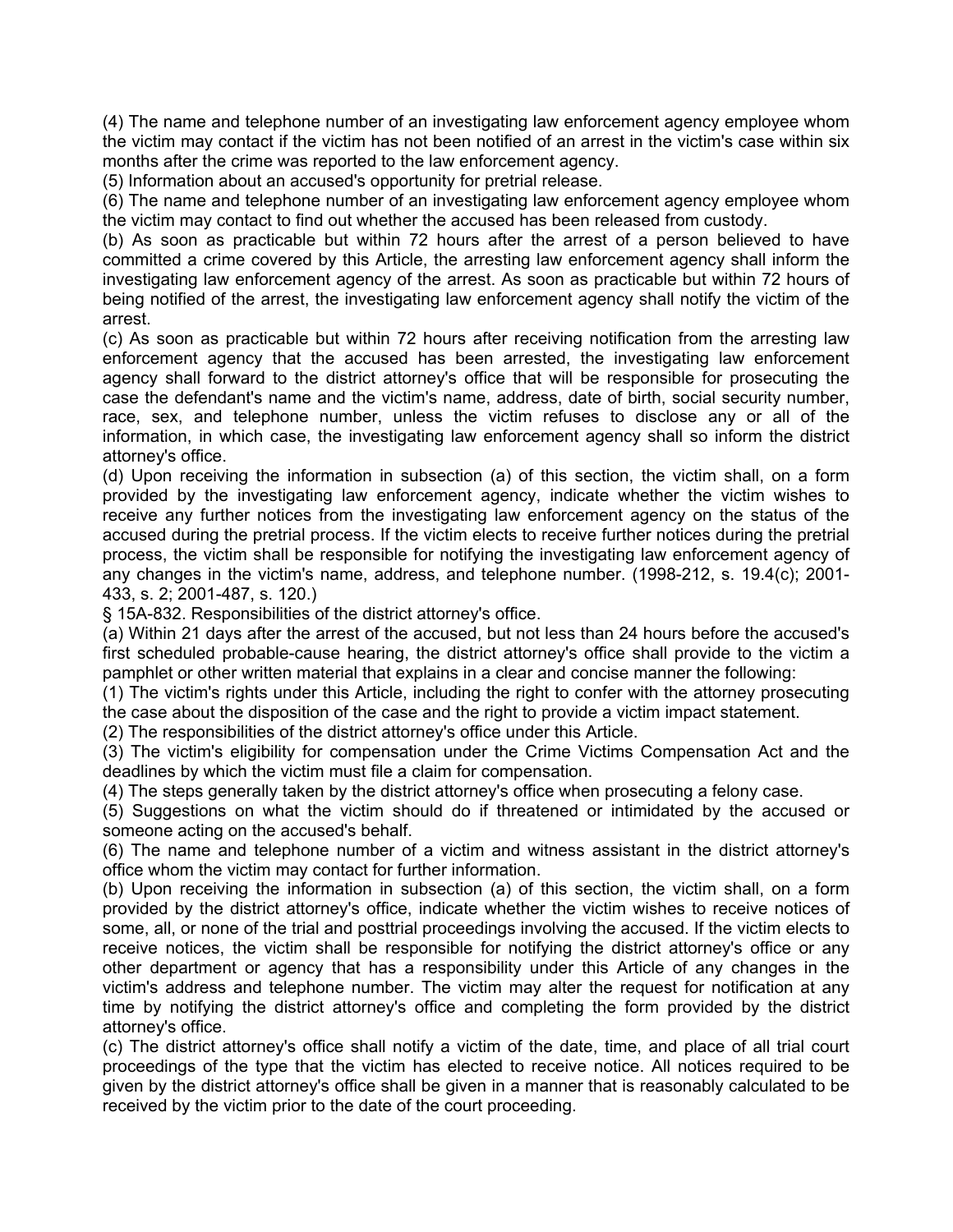(4) The name and telephone number of an investigating law enforcement agency employee whom the victim may contact if the victim has not been notified of an arrest in the victim's case within six months after the crime was reported to the law enforcement agency.

(5) Information about an accused's opportunity for pretrial release.

(6) The name and telephone number of an investigating law enforcement agency employee whom the victim may contact to find out whether the accused has been released from custody.

(b) As soon as practicable but within 72 hours after the arrest of a person believed to have committed a crime covered by this Article, the arresting law enforcement agency shall inform the investigating law enforcement agency of the arrest. As soon as practicable but within 72 hours of being notified of the arrest, the investigating law enforcement agency shall notify the victim of the arrest.

(c) As soon as practicable but within 72 hours after receiving notification from the arresting law enforcement agency that the accused has been arrested, the investigating law enforcement agency shall forward to the district attorney's office that will be responsible for prosecuting the case the defendant's name and the victim's name, address, date of birth, social security number, race, sex, and telephone number, unless the victim refuses to disclose any or all of the information, in which case, the investigating law enforcement agency shall so inform the district attorney's office.

(d) Upon receiving the information in subsection (a) of this section, the victim shall, on a form provided by the investigating law enforcement agency, indicate whether the victim wishes to receive any further notices from the investigating law enforcement agency on the status of the accused during the pretrial process. If the victim elects to receive further notices during the pretrial process, the victim shall be responsible for notifying the investigating law enforcement agency of any changes in the victim's name, address, and telephone number. (1998-212, s. 19.4(c); 2001-433, s. 2; 2001-487, s. 120.)

§ 15A-832. Responsibilities of the district attorney's office.

(a) Within 21 days after the arrest of the accused, but not less than 24 hours before the accused's first scheduled probable-cause hearing, the district attorney's office shall provide to the victim a pamphlet or other written material that explains in a clear and concise manner the following:

(1) The victim's rights under this Article, including the right to confer with the attorney prosecuting the case about the disposition of the case and the right to provide a victim impact statement.

(2) The responsibilities of the district attorney's office under this Article.

(3) The victim's eligibility for compensation under the Crime Victims Compensation Act and the deadlines by which the victim must file a claim for compensation.

(4) The steps generally taken by the district attorney's office when prosecuting a felony case.

(5) Suggestions on what the victim should do if threatened or intimidated by the accused or someone acting on the accused's behalf.

(6) The name and telephone number of a victim and witness assistant in the district attorney's office whom the victim may contact for further information.

(b) Upon receiving the information in subsection (a) of this section, the victim shall, on a form provided by the district attorney's office, indicate whether the victim wishes to receive notices of some, all, or none of the trial and posttrial proceedings involving the accused. If the victim elects to receive notices, the victim shall be responsible for notifying the district attorney's office or any other department or agency that has a responsibility under this Article of any changes in the victim's address and telephone number. The victim may alter the request for notification at any time by notifying the district attorney's office and completing the form provided by the district attorney's office.

(c) The district attorney's office shall notify a victim of the date, time, and place of all trial court proceedings of the type that the victim has elected to receive notice. All notices required to be given by the district attorney's office shall be given in a manner that is reasonably calculated to be received by the victim prior to the date of the court proceeding.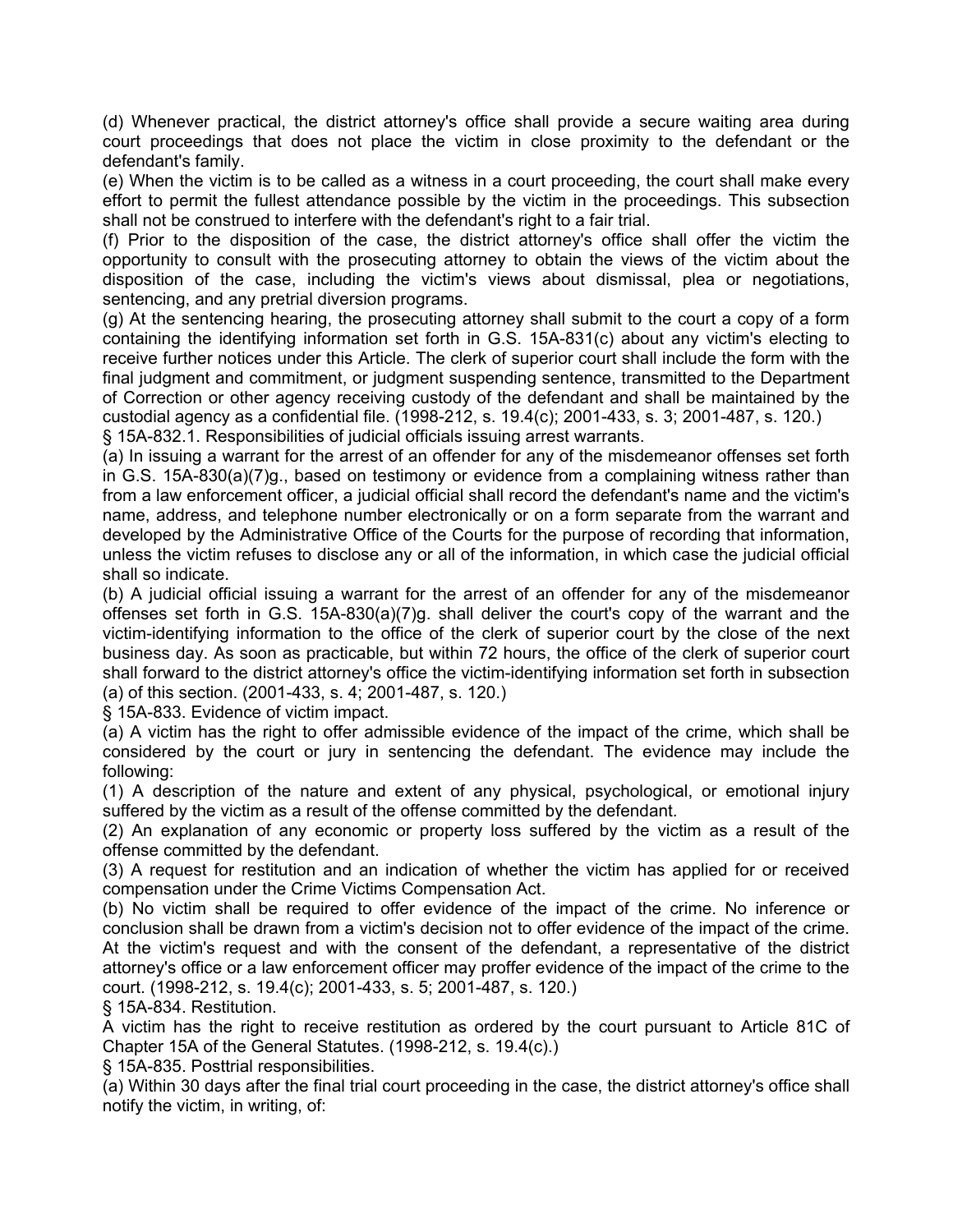(d) Whenever practical, the district attorney's office shall provide a secure waiting area during court proceedings that does not place the victim in close proximity to the defendant or the defendant's family.

(e) When the victim is to be called as a witness in a court proceeding, the court shall make every effort to permit the fullest attendance possible by the victim in the proceedings. This subsection shall not be construed to interfere with the defendant's right to a fair trial.

(f) Prior to the disposition of the case, the district attorney's office shall offer the victim the opportunity to consult with the prosecuting attorney to obtain the views of the victim about the disposition of the case, including the victim's views about dismissal, plea or negotiations, sentencing, and any pretrial diversion programs.

(g) At the sentencing hearing, the prosecuting attorney shall submit to the court a copy of a form containing the identifying information set forth in G.S. 15A-831(c) about any victim's electing to receive further notices under this Article. The clerk of superior court shall include the form with the final judgment and commitment, or judgment suspending sentence, transmitted to the Department of Correction or other agency receiving custody of the defendant and shall be maintained by the custodial agency as a confidential file. (1998-212, s. 19.4(c); 2001-433, s. 3; 2001-487, s. 120.)

§ 15A-832.1. Responsibilities of judicial officials issuing arrest warrants.

(a) In issuing a warrant for the arrest of an offender for any of the misdemeanor offenses set forth in G.S. 15A-830(a)(7)g., based on testimony or evidence from a complaining witness rather than from a law enforcement officer, a judicial official shall record the defendant's name and the victim's name, address, and telephone number electronically or on a form separate from the warrant and developed by the Administrative Office of the Courts for the purpose of recording that information, unless the victim refuses to disclose any or all of the information, in which case the judicial official shall so indicate.

(b) A judicial official issuing a warrant for the arrest of an offender for any of the misdemeanor offenses set forth in G.S. 15A-830(a)(7)g. shall deliver the court's copy of the warrant and the victim-identifying information to the office of the clerk of superior court by the close of the next business day. As soon as practicable, but within 72 hours, the office of the clerk of superior court shall forward to the district attorney's office the victim-identifying information set forth in subsection (a) of this section. (2001-433, s. 4; 2001-487, s. 120.)

§ 15A-833. Evidence of victim impact.

(a) A victim has the right to offer admissible evidence of the impact of the crime, which shall be considered by the court or jury in sentencing the defendant. The evidence may include the following:

(1) A description of the nature and extent of any physical, psychological, or emotional injury suffered by the victim as a result of the offense committed by the defendant.

(2) An explanation of any economic or property loss suffered by the victim as a result of the offense committed by the defendant.

(3) A request for restitution and an indication of whether the victim has applied for or received compensation under the Crime Victims Compensation Act.

(b) No victim shall be required to offer evidence of the impact of the crime. No inference or conclusion shall be drawn from a victim's decision not to offer evidence of the impact of the crime. At the victim's request and with the consent of the defendant, a representative of the district attorney's office or a law enforcement officer may proffer evidence of the impact of the crime to the court. (1998-212, s. 19.4(c); 2001-433, s. 5; 2001-487, s. 120.)

§ 15A-834. Restitution.

A victim has the right to receive restitution as ordered by the court pursuant to Article 81C of Chapter 15A of the General Statutes. (1998-212, s. 19.4(c).)

§ 15A-835. Posttrial responsibilities.

(a) Within 30 days after the final trial court proceeding in the case, the district attorney's office shall notify the victim, in writing, of: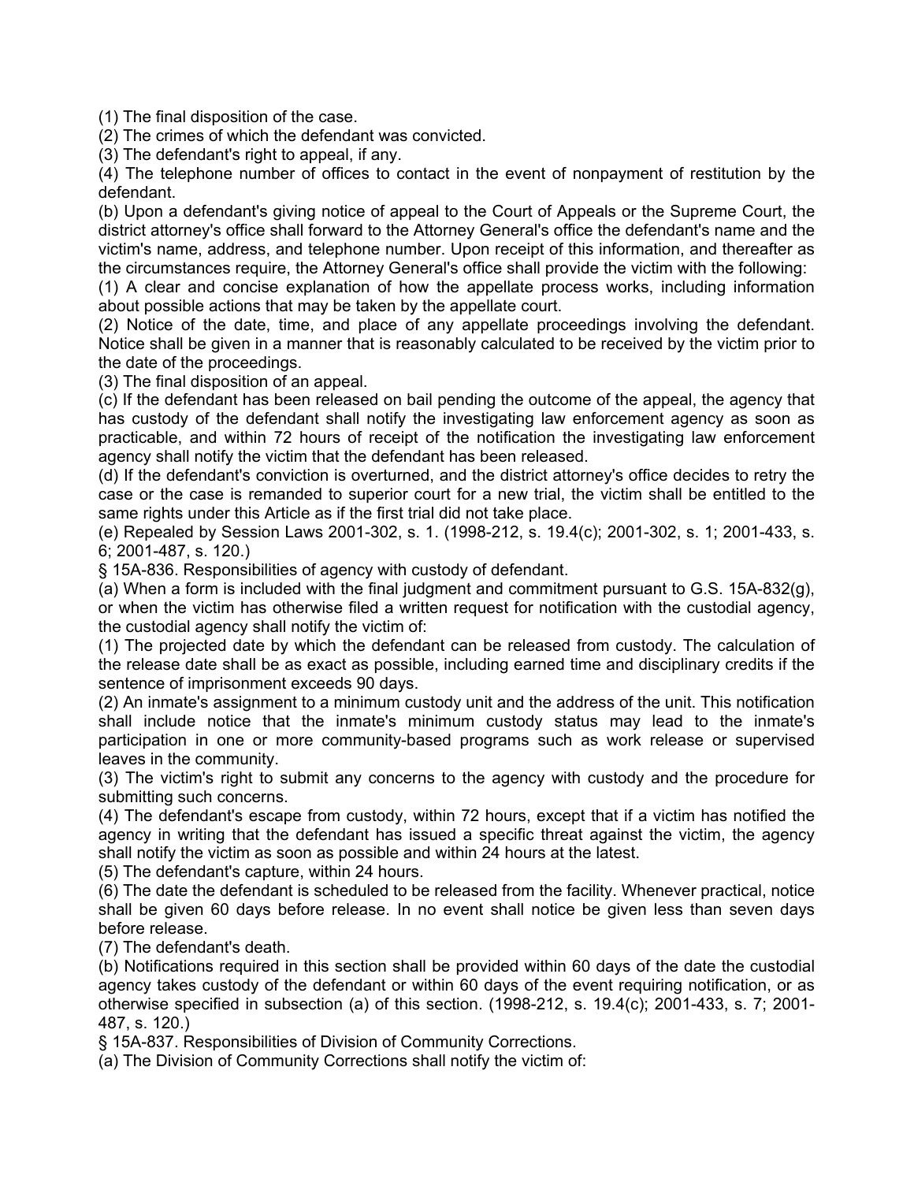(1) The final disposition of the case.
(2) The crimes of which the defendant was convicted.
(3) The defendant's right to appeal, if any.
(4) The telephone number of offices to contact in the event of nonpayment of restitution by the defendant.
(b) Upon a defendant's giving notice of appeal to the Court of Appeals or the Supreme Court, the district attorney's office shall forward to the Attorney General's office the defendant's name and the victim's name, address, and telephone number. Upon receipt of this information, and thereafter as the circumstances require, the Attorney General's office shall provide the victim with the following:
(1) A clear and concise explanation of how the appellate process works, including information about possible actions that may be taken by the appellate court.
(2) Notice of the date, time, and place of any appellate proceedings involving the defendant. Notice shall be given in a manner that is reasonably calculated to be received by the victim prior to the date of the proceedings.
(3) The final disposition of an appeal.
(c) If the defendant has been released on bail pending the outcome of the appeal, the agency that has custody of the defendant shall notify the investigating law enforcement agency as soon as practicable, and within 72 hours of receipt of the notification the investigating law enforcement agency shall notify the victim that the defendant has been released.
(d) If the defendant's conviction is overturned, and the district attorney's office decides to retry the case or the case is remanded to superior court for a new trial, the victim shall be entitled to the same rights under this Article as if the first trial did not take place.
(e) Repealed by Session Laws 2001-302, s. 1. (1998-212, s. 19.4(c); 2001-302, s. 1; 2001-433, s. 6; 2001-487, s. 120.)

§ 15A-836. Responsibilities of agency with custody of defendant.

(a) When a form is included with the final judgment and commitment pursuant to G.S. 15A-832(g), or when the victim has otherwise filed a written request for notification with the custodial agency, the custodial agency shall notify the victim of:
(1) The projected date by which the defendant can be released from custody. The calculation of the release date shall be as exact as possible, including earned time and disciplinary credits if the sentence of imprisonment exceeds 90 days.
(2) An inmate's assignment to a minimum custody unit and the address of the unit. This notification shall include notice that the inmate's minimum custody status may lead to the inmate's participation in one or more community-based programs such as work release or supervised leaves in the community.
(3) The victim's right to submit any concerns to the agency with custody and the procedure for submitting such concerns.
(4) The defendant's escape from custody, within 72 hours, except that if a victim has notified the agency in writing that the defendant has issued a specific threat against the victim, the agency shall notify the victim as soon as possible and within 24 hours at the latest.
(5) The defendant's capture, within 24 hours.
(6) The date the defendant is scheduled to be released from the facility. Whenever practical, notice shall be given 60 days before release. In no event shall notice be given less than seven days before release.
(7) The defendant's death.
(b) Notifications required in this section shall be provided within 60 days of the date the custodial agency takes custody of the defendant or within 60 days of the event requiring notification, or as otherwise specified in subsection (a) of this section. (1998-212, s. 19.4(c); 2001-433, s. 7; 2001-487, s. 120.)

§ 15A-837. Responsibilities of Division of Community Corrections.

(a) The Division of Community Corrections shall notify the victim of: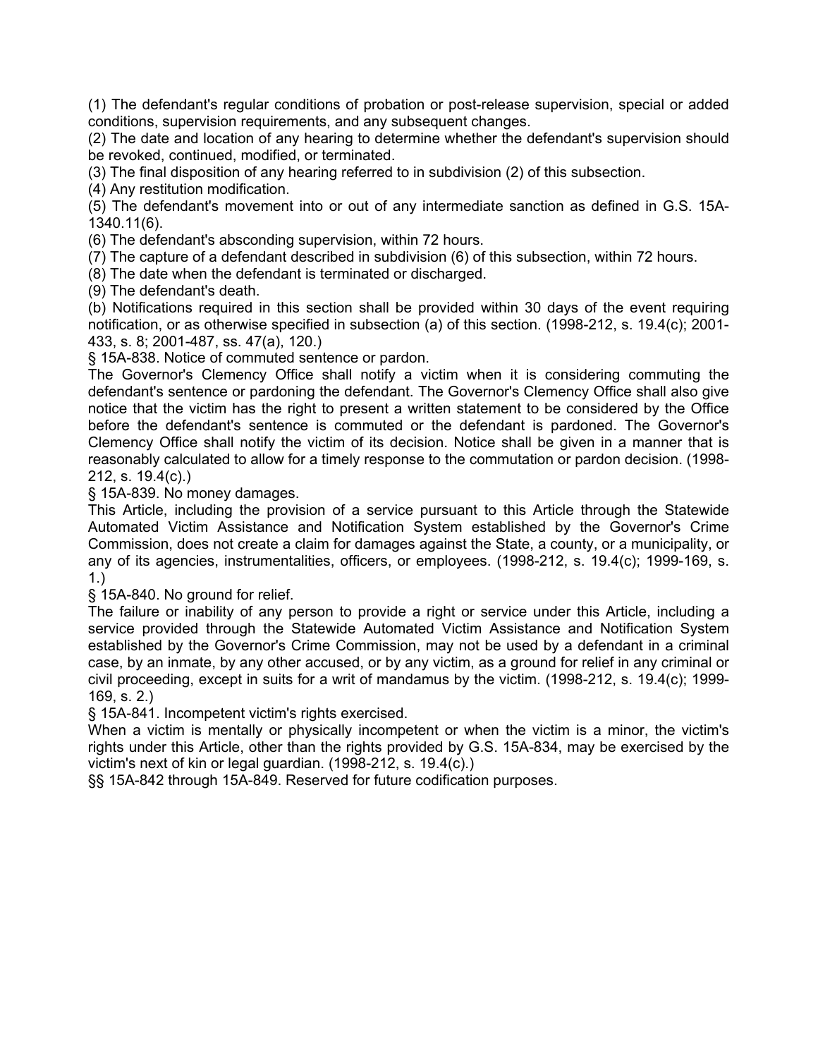(1) The defendant's regular conditions of probation or post-release supervision, special or added conditions, supervision requirements, and any subsequent changes.

(2) The date and location of any hearing to determine whether the defendant's supervision should be revoked, continued, modified, or terminated.

(3) The final disposition of any hearing referred to in subdivision (2) of this subsection.

(4) Any restitution modification.

(5) The defendant's movement into or out of any intermediate sanction as defined in G.S. 15A-1340.11(6).

(6) The defendant's absconding supervision, within 72 hours.

(7) The capture of a defendant described in subdivision (6) of this subsection, within 72 hours.

(8) The date when the defendant is terminated or discharged.

(9) The defendant's death.

(b) Notifications required in this section shall be provided within 30 days of the event requiring notification, or as otherwise specified in subsection (a) of this section. (1998-212, s. 19.4(c); 2001-433, s. 8; 2001-487, ss. 47(a), 120.)

§ 15A-838. Notice of commuted sentence or pardon.

The Governor's Clemency Office shall notify a victim when it is considering commuting the defendant's sentence or pardoning the defendant. The Governor's Clemency Office shall also give notice that the victim has the right to present a written statement to be considered by the Office before the defendant's sentence is commuted or the defendant is pardoned. The Governor's Clemency Office shall notify the victim of its decision. Notice shall be given in a manner that is reasonably calculated to allow for a timely response to the commutation or pardon decision. (1998-212, s. 19.4(c).)

§ 15A-839. No money damages.

This Article, including the provision of a service pursuant to this Article through the Statewide Automated Victim Assistance and Notification System established by the Governor's Crime Commission, does not create a claim for damages against the State, a county, or a municipality, or any of its agencies, instrumentalities, officers, or employees. (1998-212, s. 19.4(c); 1999-169, s. 1.)

§ 15A-840. No ground for relief.

The failure or inability of any person to provide a right or service under this Article, including a service provided through the Statewide Automated Victim Assistance and Notification System established by the Governor's Crime Commission, may not be used by a defendant in a criminal case, by an inmate, by any other accused, or by any victim, as a ground for relief in any criminal or civil proceeding, except in suits for a writ of mandamus by the victim. (1998-212, s. 19.4(c); 1999-169, s. 2.)

§ 15A-841. Incompetent victim's rights exercised.

When a victim is mentally or physically incompetent or when the victim is a minor, the victim's rights under this Article, other than the rights provided by G.S. 15A-834, may be exercised by the victim's next of kin or legal guardian. (1998-212, s. 19.4(c).)

§§ 15A-842 through 15A-849. Reserved for future codification purposes.